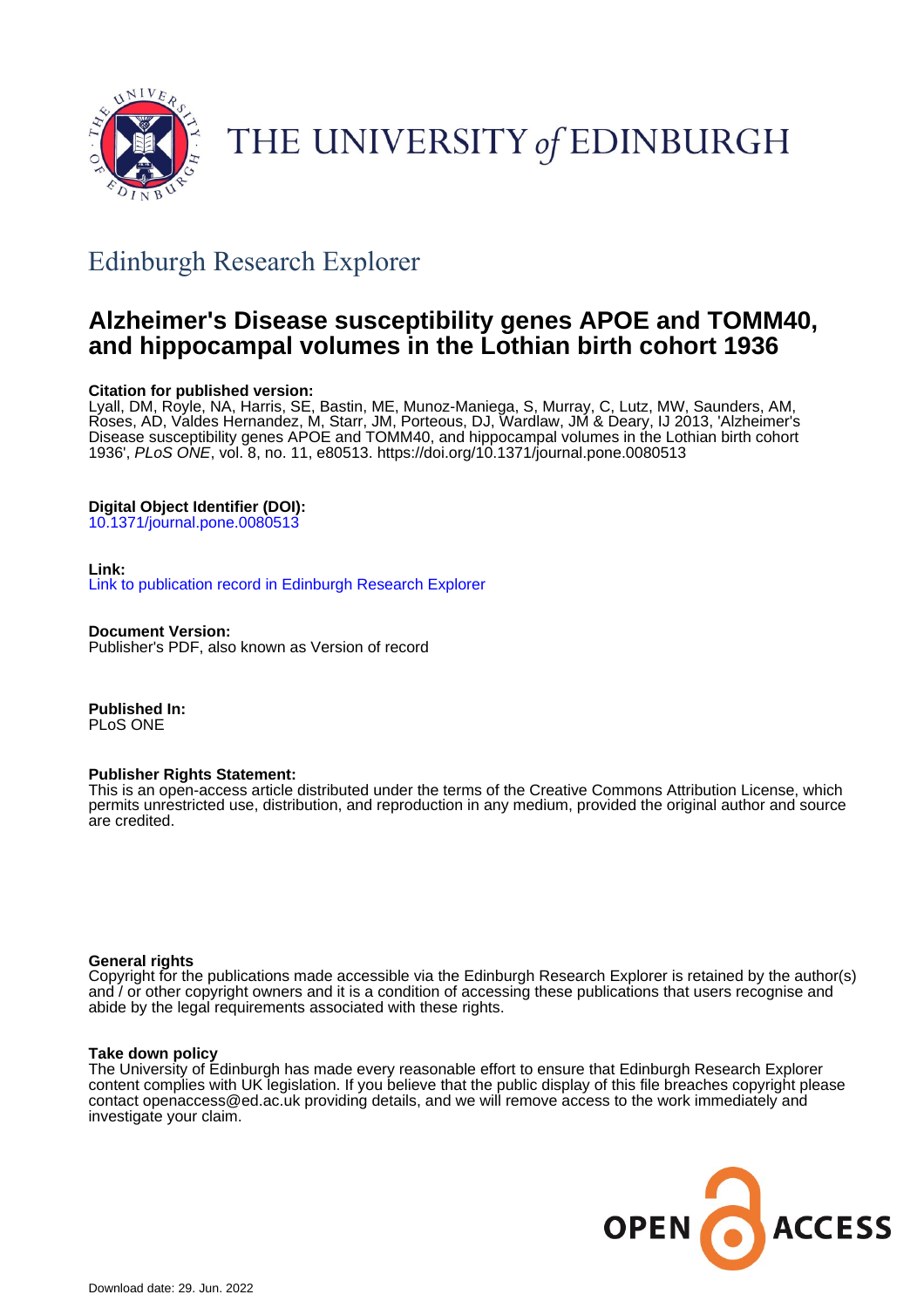THE UNIVERSITY of EDINBURGH

## Edinburgh Research Explorer

# Alzheimer's Disease susceptibility genes APOE and TOMM40, and hippocampal volumes in the Lothian birth cohort 1936

**Citation for published version:**
Lyall, DM, Royle, NA, Harris, SE, Bastin, ME, Munoz-Maniega, S, Murray, C, Lutz, MW, Saunders, AM, Roses, AD, Valdes Hernandez, M, Starr, JM, Porteous, DJ, Wardlaw, JM & Deary, IJ 2013, 'Alzheimer's Disease susceptibility genes APOE and TOMM40, and hippocampal volumes in the Lothian birth cohort 1936', *PLoS ONE*, vol. 8, no. 11, e80513. https://doi.org/10.1371/journal.pone.0080513

**Digital Object Identifier (DOI):**
10.1371/journal.pone.0080513

**Link:**
Link to publication record in Edinburgh Research Explorer

**Document Version:**
Publisher's PDF, also known as Version of record

**Published In:**
PLoS ONE

**Publisher Rights Statement:**
This is an open-access article distributed under the terms of the Creative Commons Attribution License, which permits unrestricted use, distribution, and reproduction in any medium, provided the original author and source are credited.

**General rights**
Copyright for the publications made accessible via the Edinburgh Research Explorer is retained by the author(s) and / or other copyright owners and it is a condition of accessing these publications that users recognise and abide by the legal requirements associated with these rights.

**Take down policy**
The University of Edinburgh has made every reasonable effort to ensure that Edinburgh Research Explorer content complies with UK legislation. If you believe that the public display of this file breaches copyright please contact openaccess@ed.ac.uk providing details, and we will remove access to the work immediately and investigate your claim.

OPEN ACCESS

Download date: 29. Jun. 2022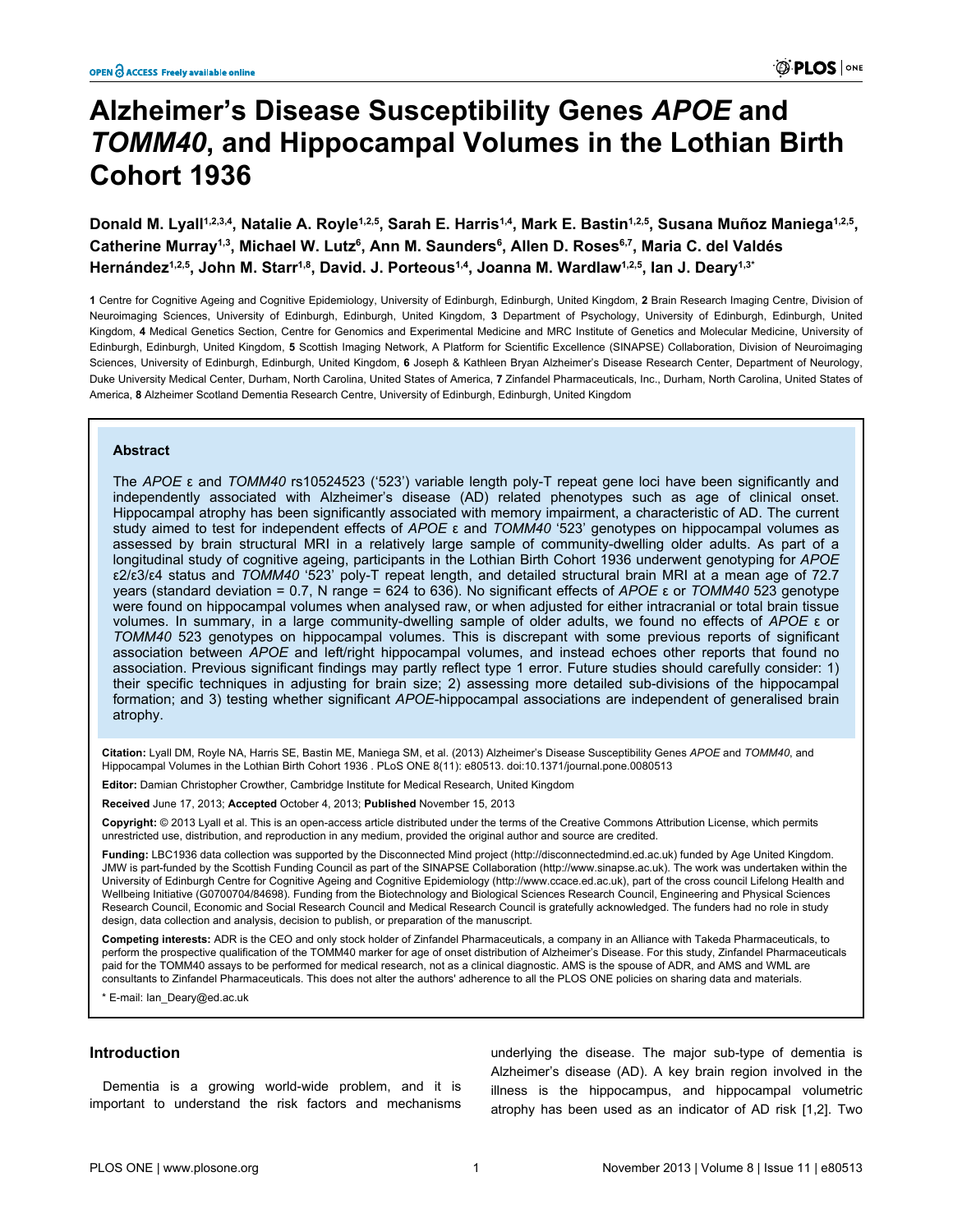# Alzheimer's Disease Susceptibility Genes *APOE* and *TOMM40*, and Hippocampal Volumes in the Lothian Birth Cohort 1936

**Donald M. Lyall[1,2,3,4], Natalie A. Royle[1,2,5], Sarah E. Harris[1,4], Mark E. Bastin[1,2,5], Susana Muñoz Maniega[1,2,5], Catherine Murray[1,3], Michael W. Lutz[6], Ann M. Saunders[6], Allen D. Roses[6,7], Maria C. del Valdés Hernández[1,2,5], John M. Starr[1,8], David. J. Porteous[1,4], Joanna M. Wardlaw[1,2,5], Ian J. Deary[1,3*]**

**1** Centre for Cognitive Ageing and Cognitive Epidemiology, University of Edinburgh, Edinburgh, United Kingdom, **2** Brain Research Imaging Centre, Division of Neuroimaging Sciences, University of Edinburgh, Edinburgh, United Kingdom, **3** Department of Psychology, University of Edinburgh, Edinburgh, United Kingdom, **4** Medical Genetics Section, Centre for Genomics and Experimental Medicine and MRC Institute of Genetics and Molecular Medicine, University of Edinburgh, Edinburgh, United Kingdom, **5** Scottish Imaging Network, A Platform for Scientific Excellence (SINAPSE) Collaboration, Division of Neuroimaging Sciences, University of Edinburgh, Edinburgh, United Kingdom, **6** Joseph & Kathleen Bryan Alzheimer's Disease Research Center, Department of Neurology, Duke University Medical Center, Durham, North Carolina, United States of America, **7** Zinfandel Pharmaceuticals, Inc., Durham, North Carolina, United States of America, **8** Alzheimer Scotland Dementia Research Centre, University of Edinburgh, Edinburgh, United Kingdom

## Abstract

The *APOE* ε and *TOMM40* rs10524523 ('523') variable length poly-T repeat gene loci have been significantly and independently associated with Alzheimer's disease (AD) related phenotypes such as age of clinical onset. Hippocampal atrophy has been significantly associated with memory impairment, a characteristic of AD. The current study aimed to test for independent effects of *APOE* ε and *TOMM40* '523' genotypes on hippocampal volumes as assessed by brain structural MRI in a relatively large sample of community-dwelling older adults. As part of a longitudinal study of cognitive ageing, participants in the Lothian Birth Cohort 1936 underwent genotyping for *APOE* ε2/ε3/ε4 status and *TOMM40* '523' poly-T repeat length, and detailed structural brain MRI at a mean age of 72.7 years (standard deviation = 0.7, N range = 624 to 636). No significant effects of *APOE* ε or *TOMM40* 523 genotype were found on hippocampal volumes when analysed raw, or when adjusted for either intracranial or total brain tissue volumes. In summary, in a large community-dwelling sample of older adults, we found no effects of *APOE* ε or *TOMM40* 523 genotypes on hippocampal volumes. This is discrepant with some previous reports of significant association between *APOE* and left/right hippocampal volumes, and instead echoes other reports that found no association. Previous significant findings may partly reflect type 1 error. Future studies should carefully consider: 1) their specific techniques in adjusting for brain size; 2) assessing more detailed sub-divisions of the hippocampal formation; and 3) testing whether significant *APOE*-hippocampal associations are independent of generalised brain atrophy.

**Citation:** Lyall DM, Royle NA, Harris SE, Bastin ME, Maniega SM, et al. (2013) Alzheimer's Disease Susceptibility Genes *APOE* and *TOMM40*, and Hippocampal Volumes in the Lothian Birth Cohort 1936 . PLoS ONE 8(11): e80513. doi:10.1371/journal.pone.0080513

**Editor:** Damian Christopher Crowther, Cambridge Institute for Medical Research, United Kingdom

**Received** June 17, 2013; **Accepted** October 4, 2013; **Published** November 15, 2013

**Copyright:** © 2013 Lyall et al. This is an open-access article distributed under the terms of the Creative Commons Attribution License, which permits unrestricted use, distribution, and reproduction in any medium, provided the original author and source are credited.

**Funding:** LBC1936 data collection was supported by the Disconnected Mind project (http://disconnectedmind.ed.ac.uk) funded by Age United Kingdom. JMW is part-funded by the Scottish Funding Council as part of the SINAPSE Collaboration (http://www.sinapse.ac.uk). The work was undertaken within the University of Edinburgh Centre for Cognitive Ageing and Cognitive Epidemiology (http://www.ccace.ed.ac.uk), part of the cross council Lifelong Health and Wellbeing Initiative (G0700704/84698). Funding from the Biotechnology and Biological Sciences Research Council, Engineering and Physical Sciences Research Council, Economic and Social Research Council and Medical Research Council is gratefully acknowledged. The funders had no role in study design, data collection and analysis, decision to publish, or preparation of the manuscript.

**Competing interests:** ADR is the CEO and only stock holder of Zinfandel Pharmaceuticals, a company in an Alliance with Takeda Pharmaceuticals, to perform the prospective qualification of the TOMM40 marker for age of onset distribution of Alzheimer's Disease. For this study, Zinfandel Pharmaceuticals paid for the TOMM40 assays to be performed for medical research, not as a clinical diagnostic. AMS is the spouse of ADR, and AMS and WML are consultants to Zinfandel Pharmaceuticals. This does not alter the authors' adherence to all the PLOS ONE policies on sharing data and materials.

\* E-mail: Ian_Deary@ed.ac.uk

## Introduction

Dementia is a growing world-wide problem, and it is important to understand the risk factors and mechanisms underlying the disease. The major sub-type of dementia is Alzheimer's disease (AD). A key brain region involved in the illness is the hippocampus, and hippocampal volumetric atrophy has been used as an indicator of AD risk [1,2]. Two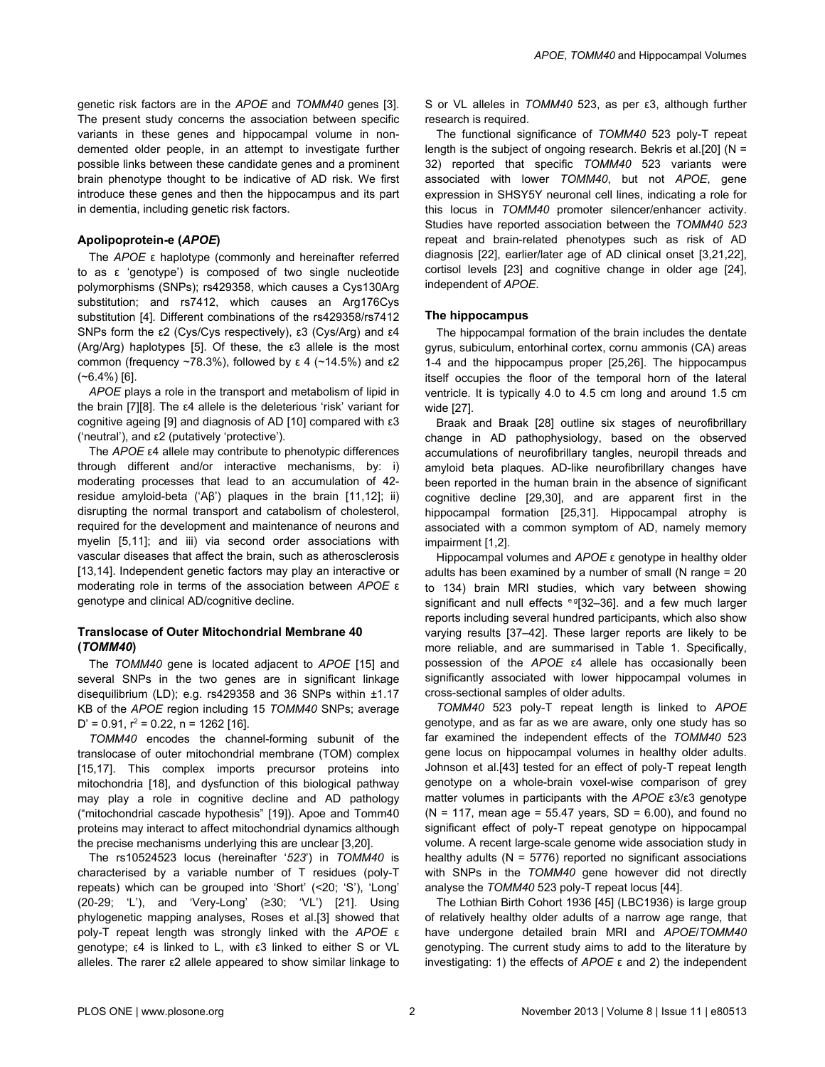genetic risk factors are in the *APOE* and *TOMM40* genes [3]. The present study concerns the association between specific variants in these genes and hippocampal volume in non-demented older people, in an attempt to investigate further possible links between these candidate genes and a prominent brain phenotype thought to be indicative of AD risk. We first introduce these genes and then the hippocampus and its part in dementia, including genetic risk factors.

### Apolipoprotein-e (*APOE*)

The *APOE* ε haplotype (commonly and hereinafter referred to as ε 'genotype') is composed of two single nucleotide polymorphisms (SNPs); rs429358, which causes a Cys130Arg substitution; and rs7412, which causes an Arg176Cys substitution [4]. Different combinations of the rs429358/rs7412 SNPs form the ε2 (Cys/Cys respectively), ε3 (Cys/Arg) and ε4 (Arg/Arg) haplotypes [5]. Of these, the ε3 allele is the most common (frequency ~78.3%), followed by ε 4 (~14.5%) and ε2 (~6.4%) [6].

*APOE* plays a role in the transport and metabolism of lipid in the brain [7][8]. The ε4 allele is the deleterious 'risk' variant for cognitive ageing [9] and diagnosis of AD [10] compared with ε3 ('neutral'), and ε2 (putatively 'protective').

The *APOE* ε4 allele may contribute to phenotypic differences through different and/or interactive mechanisms, by: i) moderating processes that lead to an accumulation of 42-residue amyloid-beta ('Aβ') plaques in the brain [11,12]; ii) disrupting the normal transport and catabolism of cholesterol, required for the development and maintenance of neurons and myelin [5,11]; and iii) via second order associations with vascular diseases that affect the brain, such as atherosclerosis [13,14]. Independent genetic factors may play an interactive or moderating role in terms of the association between *APOE* ε genotype and clinical AD/cognitive decline.

### Translocase of Outer Mitochondrial Membrane 40 (*TOMM40*)

The *TOMM40* gene is located adjacent to *APOE* [15] and several SNPs in the two genes are in significant linkage disequilibrium (LD); e.g. rs429358 and 36 SNPs within ±1.17 KB of the *APOE* region including 15 *TOMM40* SNPs; average $D' = 0.91$, $r^2 = 0.22$, $n = 1262$ [16].

*TOMM40* encodes the channel-forming subunit of the translocase of outer mitochondrial membrane (TOM) complex [15,17]. This complex imports precursor proteins into mitochondria [18], and dysfunction of this biological pathway may play a role in cognitive decline and AD pathology ("mitochondrial cascade hypothesis" [19]). Apoe and Tomm40 proteins may interact to affect mitochondrial dynamics although the precise mechanisms underlying this are unclear [3,20].

The rs10524523 locus (hereinafter '*523*') in *TOMM40* is characterised by a variable number of T residues (poly-T repeats) which can be grouped into 'Short' (<20; 'S'), 'Long' (20-29; 'L'), and 'Very-Long' (≥30; 'VL') [21]. Using phylogenetic mapping analyses, Roses et al.[3] showed that poly-T repeat length was strongly linked with the *APOE* ε genotype; ε4 is linked to L, with ε3 linked to either S or VL alleles. The rarer ε2 allele appeared to show similar linkage to S or VL alleles in *TOMM40* 523, as per ε3, although further research is required.

The functional significance of *TOMM40* 523 poly-T repeat length is the subject of ongoing research. Bekris et al.[20] (N = 32) reported that specific *TOMM40* 523 variants were associated with lower *TOMM40*, but not *APOE*, gene expression in SHSY5Y neuronal cell lines, indicating a role for this locus in *TOMM40* promoter silencer/enhancer activity. Studies have reported association between the *TOMM40 523* repeat and brain-related phenotypes such as risk of AD diagnosis [22], earlier/later age of AD clinical onset [3,21,22], cortisol levels [23] and cognitive change in older age [24], independent of *APOE*.

### The hippocampus

The hippocampal formation of the brain includes the dentate gyrus, subiculum, entorhinal cortex, cornu ammonis (CA) areas 1-4 and the hippocampus proper [25,26]. The hippocampus itself occupies the floor of the temporal horn of the lateral ventricle. It is typically 4.0 to 4.5 cm long and around 1.5 cm wide [27].

Braak and Braak [28] outline six stages of neurofibrillary change in AD pathophysiology, based on the observed accumulations of neurofibrillary tangles, neuropil threads and amyloid beta plaques. AD-like neurofibrillary changes have been reported in the human brain in the absence of significant cognitive decline [29,30], and are apparent first in the hippocampal formation [25,31]. Hippocampal atrophy is associated with a common symptom of AD, namely memory impairment [1,2].

Hippocampal volumes and *APOE* ε genotype in healthy older adults has been examined by a number of small (N range = 20 to 134) brain MRI studies, which vary between showing significant and null effects [e.g][32–36]. and a few much larger reports including several hundred participants, which also show varying results [37–42]. These larger reports are likely to be more reliable, and are summarised in Table 1. Specifically, possession of the *APOE* ε4 allele has occasionally been significantly associated with lower hippocampal volumes in cross-sectional samples of older adults.

*TOMM40* 523 poly-T repeat length is linked to *APOE* genotype, and as far as we are aware, only one study has so far examined the independent effects of the *TOMM40* 523 gene locus on hippocampal volumes in healthy older adults. Johnson et al.[43] tested for an effect of poly-T repeat length genotype on a whole-brain voxel-wise comparison of grey matter volumes in participants with the *APOE* ε3/ε3 genotype (N = 117, mean age = 55.47 years, SD = 6.00), and found no significant effect of poly-T repeat genotype on hippocampal volume. A recent large-scale genome wide association study in healthy adults (N = 5776) reported no significant associations with SNPs in the *TOMM40* gene however did not directly analyse the *TOMM40* 523 poly-T repeat locus [44].

The Lothian Birth Cohort 1936 [45] (LBC1936) is large group of relatively healthy older adults of a narrow age range, that have undergone detailed brain MRI and *APOE*/*TOMM40* genotyping. The current study aims to add to the literature by investigating: 1) the effects of *APOE* ε and 2) the independent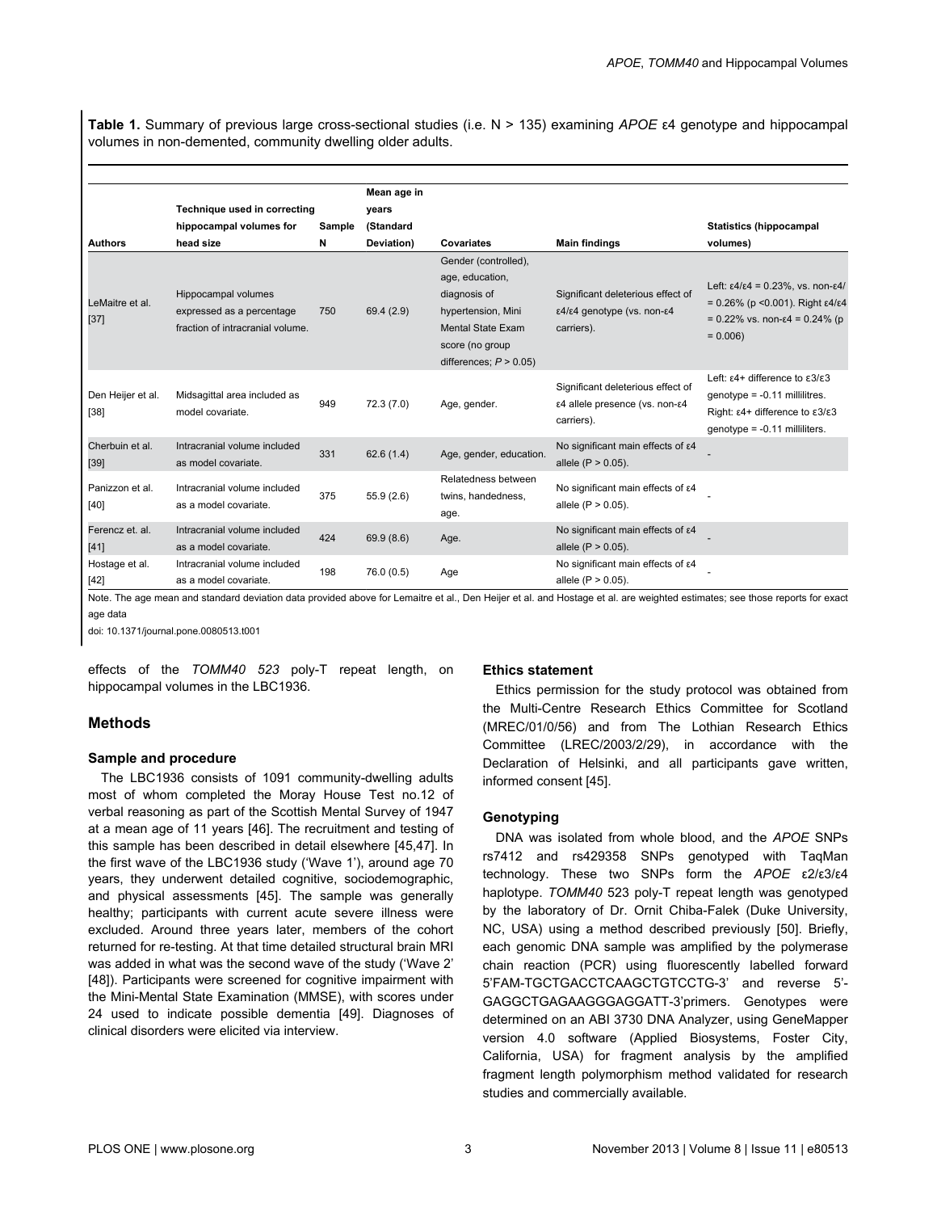**Table 1.** Summary of previous large cross-sectional studies (i.e. N > 135) examining *APOE* ε4 genotype and hippocampal volumes in non-demented, community dwelling older adults.

| Authors | Technique used in correcting hippocampal volumes for head size | Sample N | Mean age in years (Standard Deviation) | Covariates | Main findings | Statistics (hippocampal volumes) |
|---|---|---|---|---|---|---|
| LeMaitre et al. [37] | Hippocampal volumes expressed as a percentage fraction of intracranial volume. | 750 | 69.4 (2.9) | Gender (controlled), age, education, diagnosis of hypertension, Mini Mental State Exam score (no group differences; $P > 0.05$) | Significant deleterious effect of ε4/ε4 genotype (vs. non-ε4 carriers). | Left: ε4/ε4 = 0.23%, vs. non-ε4/ = 0.26% (p <0.001). Right ε4/ε4 = 0.22% vs. non-ε4 = 0.24% (p = 0.006) |
| Den Heijer et al. [38] | Midsagittal area included as model covariate. | 949 | 72.3 (7.0) | Age, gender. | Significant deleterious effect of ε4 allele presence (vs. non-ε4 carriers). | Left: ε4+ difference to ε3/ε3 genotype = -0.11 millilitres. Right: ε4+ difference to ε3/ε3 genotype = -0.11 milliliters. |
| Cherbuin et al. [39] | Intracranial volume included as model covariate. | 331 | 62.6 (1.4) | Age, gender, education. | No significant main effects of ε4 allele (P > 0.05). | - |
| Panizzon et al. [40] | Intracranial volume included as a model covariate. | 375 | 55.9 (2.6) | Relatedness between twins, handedness, age. | No significant main effects of ε4 allele (P > 0.05). | - |
| Ferencz et. al. [41] | Intracranial volume included as a model covariate. | 424 | 69.9 (8.6) | Age. | No significant main effects of ε4 allele (P > 0.05). | - |
| Hostage et al. [42] | Intracranial volume included as a model covariate. | 198 | 76.0 (0.5) | Age | No significant main effects of ε4 allele (P > 0.05). | - |

Note. The age mean and standard deviation data provided above for Lemaitre et al., Den Heijer et al. and Hostage et al. are weighted estimates; see those reports for exact age data

doi: 10.1371/journal.pone.0080513.t001

effects of the *TOMM40 523* poly-T repeat length, on hippocampal volumes in the LBC1936.

## Methods

### Sample and procedure

The LBC1936 consists of 1091 community-dwelling adults most of whom completed the Moray House Test no.12 of verbal reasoning as part of the Scottish Mental Survey of 1947 at a mean age of 11 years [46]. The recruitment and testing of this sample has been described in detail elsewhere [45,47]. In the first wave of the LBC1936 study ('Wave 1'), around age 70 years, they underwent detailed cognitive, sociodemographic, and physical assessments [45]. The sample was generally healthy; participants with current acute severe illness were excluded. Around three years later, members of the cohort returned for re-testing. At that time detailed structural brain MRI was added in what was the second wave of the study ('Wave 2' [48]). Participants were screened for cognitive impairment with the Mini-Mental State Examination (MMSE), with scores under 24 used to indicate possible dementia [49]. Diagnoses of clinical disorders were elicited via interview.

### Ethics statement

Ethics permission for the study protocol was obtained from the Multi-Centre Research Ethics Committee for Scotland (MREC/01/0/56) and from The Lothian Research Ethics Committee (LREC/2003/2/29), in accordance with the Declaration of Helsinki, and all participants gave written, informed consent [45].

### Genotyping

DNA was isolated from whole blood, and the *APOE* SNPs rs7412 and rs429358 SNPs genotyped with TaqMan technology. These two SNPs form the *APOE* ε2/ε3/ε4 haplotype. *TOMM40* 523 poly-T repeat length was genotyped by the laboratory of Dr. Ornit Chiba-Falek (Duke University, NC, USA) using a method described previously [50]. Briefly, each genomic DNA sample was amplified by the polymerase chain reaction (PCR) using fluorescently labelled forward 5'FAM-TGCTGACCTCAAGCTGTCCTG-3' and reverse 5'-GAGGCTGAGAAGGGAGGATT-3'primers. Genotypes were determined on an ABI 3730 DNA Analyzer, using GeneMapper version 4.0 software (Applied Biosystems, Foster City, California, USA) for fragment analysis by the amplified fragment length polymorphism method validated for research studies and commercially available.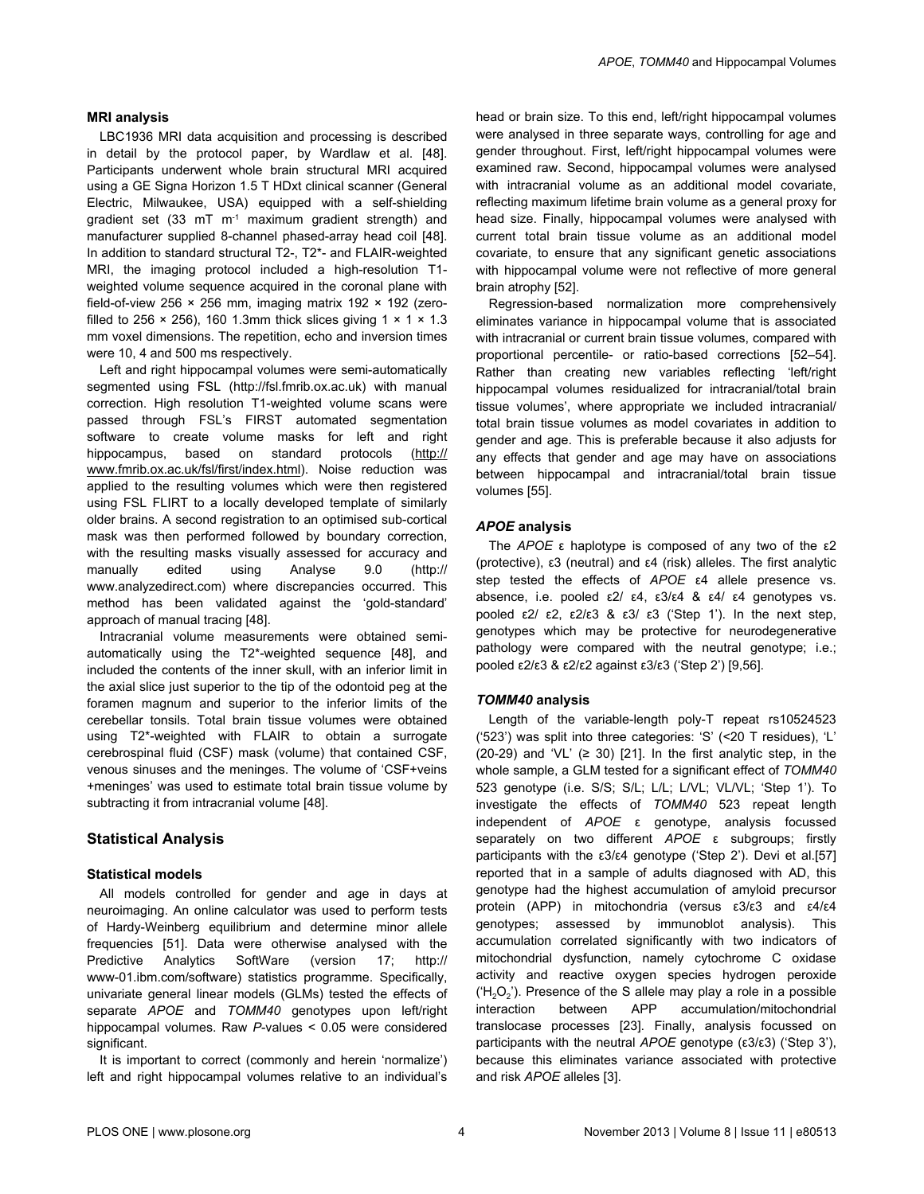### MRI analysis

LBC1936 MRI data acquisition and processing is described in detail by the protocol paper, by Wardlaw et al. [48]. Participants underwent whole brain structural MRI acquired using a GE Signa Horizon 1.5 T HDxt clinical scanner (General Electric, Milwaukee, USA) equipped with a self-shielding gradient set (33 mT $m^{-1}$ maximum gradient strength) and manufacturer supplied 8-channel phased-array head coil [48]. In addition to standard structural T2-, T2*- and FLAIR-weighted MRI, the imaging protocol included a high-resolution T1-weighted volume sequence acquired in the coronal plane with field-of-view 256 × 256 mm, imaging matrix 192 × 192 (zero-filled to 256 × 256), 160 1.3mm thick slices giving 1 × 1 × 1.3 mm voxel dimensions. The repetition, echo and inversion times were 10, 4 and 500 ms respectively.

Left and right hippocampal volumes were semi-automatically segmented using FSL (http://fsl.fmrib.ox.ac.uk) with manual correction. High resolution T1-weighted volume scans were passed through FSL's FIRST automated segmentation software to create volume masks for left and right hippocampus, based on standard protocols (http://www.fmrib.ox.ac.uk/fsl/first/index.html). Noise reduction was applied to the resulting volumes which were then registered using FSL FLIRT to a locally developed template of similarly older brains. A second registration to an optimised sub-cortical mask was then performed followed by boundary correction, with the resulting masks visually assessed for accuracy and manually edited using Analyse 9.0 (http://www.analyzedirect.com) where discrepancies occurred. This method has been validated against the 'gold-standard' approach of manual tracing [48].

Intracranial volume measurements were obtained semi-automatically using the T2*-weighted sequence [48], and included the contents of the inner skull, with an inferior limit in the axial slice just superior to the tip of the odontoid peg at the foramen magnum and superior to the inferior limits of the cerebellar tonsils. Total brain tissue volumes were obtained using T2*-weighted with FLAIR to obtain a surrogate cerebrospinal fluid (CSF) mask (volume) that contained CSF, venous sinuses and the meninges. The volume of 'CSF+veins+meninges' was used to estimate total brain tissue volume by subtracting it from intracranial volume [48].

## Statistical Analysis

### Statistical models

All models controlled for gender and age in days at neuroimaging. An online calculator was used to perform tests of Hardy-Weinberg equilibrium and determine minor allele frequencies [51]. Data were otherwise analysed with the Predictive Analytics SoftWare (version 17; http://www-01.ibm.com/software) statistics programme. Specifically, univariate general linear models (GLMs) tested the effects of separate *APOE* and *TOMM40* genotypes upon left/right hippocampal volumes. Raw *P*-values < 0.05 were considered significant.

It is important to correct (commonly and herein 'normalize') left and right hippocampal volumes relative to an individual's head or brain size. To this end, left/right hippocampal volumes were analysed in three separate ways, controlling for age and gender throughout. First, left/right hippocampal volumes were examined raw. Second, hippocampal volumes were analysed with intracranial volume as an additional model covariate, reflecting maximum lifetime brain volume as a general proxy for head size. Finally, hippocampal volumes were analysed with current total brain tissue volume as an additional model covariate, to ensure that any significant genetic associations with hippocampal volume were not reflective of more general brain atrophy [52].

Regression-based normalization more comprehensively eliminates variance in hippocampal volume that is associated with intracranial or current brain tissue volumes, compared with proportional percentile- or ratio-based corrections [52–54]. Rather than creating new variables reflecting 'left/right hippocampal volumes residualized for intracranial/total brain tissue volumes', where appropriate we included intracranial/total brain tissue volumes as model covariates in addition to gender and age. This is preferable because it also adjusts for any effects that gender and age may have on associations between hippocampal and intracranial/total brain tissue volumes [55].

### *APOE* analysis

The *APOE* ε haplotype is composed of any two of the ε2 (protective), ε3 (neutral) and ε4 (risk) alleles. The first analytic step tested the effects of *APOE* ε4 allele presence vs. absence, i.e. pooled ε2/ ε4, ε3/ε4 & ε4/ ε4 genotypes vs. pooled ε2/ ε2, ε2/ε3 & ε3/ ε3 ('Step 1'). In the next step, genotypes which may be protective for neurodegenerative pathology were compared with the neutral genotype; i.e.; pooled ε2/ε3 & ε2/ε2 against ε3/ε3 ('Step 2') [9,56].

### *TOMM40* analysis

Length of the variable-length poly-T repeat rs10524523 ('523') was split into three categories: 'S' (<20 T residues), 'L' (20-29) and 'VL' (≥ 30) [21]. In the first analytic step, in the whole sample, a GLM tested for a significant effect of *TOMM40* 523 genotype (i.e. S/S; S/L; L/L; L/VL; VL/VL; 'Step 1'). To investigate the effects of *TOMM40* 523 repeat length independent of *APOE* ε genotype, analysis focussed separately on two different *APOE* ε subgroups; firstly participants with the ε3/ε4 genotype ('Step 2'). Devi et al.[57] reported that in a sample of adults diagnosed with AD, this genotype had the highest accumulation of amyloid precursor protein (APP) in mitochondria (versus ε3/ε3 and ε4/ε4 genotypes; assessed by immunoblot analysis). This accumulation correlated significantly with two indicators of mitochondrial dysfunction, namely cytochrome C oxidase activity and reactive oxygen species hydrogen peroxide ('$H_2O_2$'). Presence of the S allele may play a role in a possible interaction between APP accumulation/mitochondrial translocase processes [23]. Finally, analysis focussed on participants with the neutral *APOE* genotype (ε3/ε3) ('Step 3'), because this eliminates variance associated with protective and risk *APOE* alleles [3].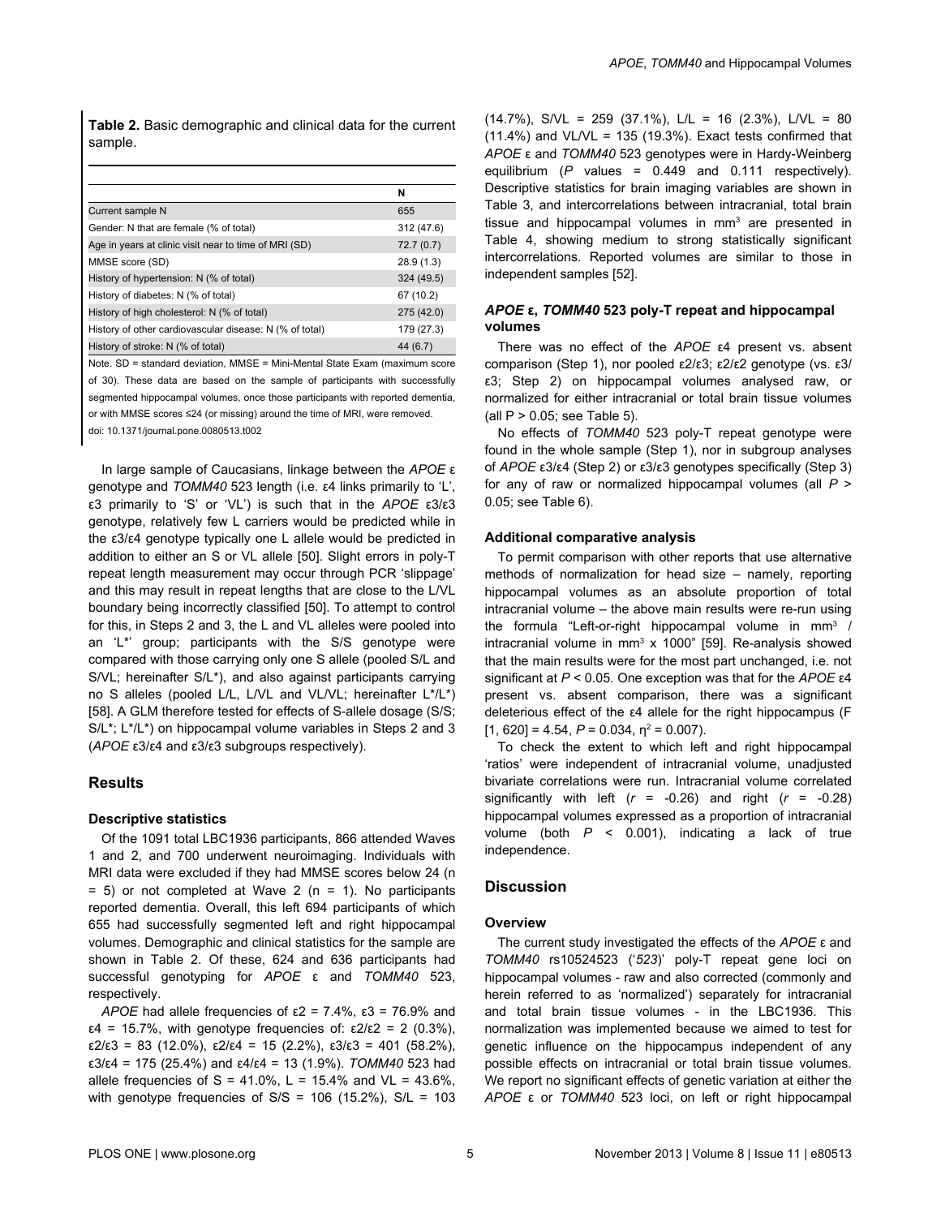**Table 2.** Basic demographic and clinical data for the current sample.

| | N |
|---|---|
| Current sample N | 655 |
| Gender: N that are female (% of total) | 312 (47.6) |
| Age in years at clinic visit near to time of MRI (SD) | 72.7 (0.7) |
| MMSE score (SD) | 28.9 (1.3) |
| History of hypertension: N (% of total) | 324 (49.5) |
| History of diabetes: N (% of total) | 67 (10.2) |
| History of high cholesterol: N (% of total) | 275 (42.0) |
| History of other cardiovascular disease: N (% of total) | 179 (27.3) |
| History of stroke: N (% of total) | 44 (6.7) |

Note. SD = standard deviation, MMSE = Mini-Mental State Exam (maximum score of 30). These data are based on the sample of participants with successfully segmented hippocampal volumes, once those participants with reported dementia, or with MMSE scores ≤24 (or missing) around the time of MRI, were removed.

doi: 10.1371/journal.pone.0080513.t002

In large sample of Caucasians, linkage between the *APOE* ε genotype and *TOMM40* 523 length (i.e. ε4 links primarily to 'L', ε3 primarily to 'S' or 'VL') is such that in the *APOE* ε3/ε3 genotype, relatively few L carriers would be predicted while in the ε3/ε4 genotype typically one L allele would be predicted in addition to either an S or VL allele [50]. Slight errors in poly-T repeat length measurement may occur through PCR 'slippage' and this may result in repeat lengths that are close to the L/VL boundary being incorrectly classified [50]. To attempt to control for this, in Steps 2 and 3, the L and VL alleles were pooled into an 'L*' group; participants with the S/S genotype were compared with those carrying only one S allele (pooled S/L and S/VL; hereinafter S/L*), and also against participants carrying no S alleles (pooled L/L, L/VL and VL/VL; hereinafter L*/L*) [58]. A GLM therefore tested for effects of S-allele dosage (S/S; S/L*; L*/L*) on hippocampal volume variables in Steps 2 and 3 (*APOE* ε3/ε4 and ε3/ε3 subgroups respectively).

## Results

### Descriptive statistics

Of the 1091 total LBC1936 participants, 866 attended Waves 1 and 2, and 700 underwent neuroimaging. Individuals with MRI data were excluded if they had MMSE scores below 24 (n = 5) or not completed at Wave 2 (n = 1). No participants reported dementia. Overall, this left 694 participants of which 655 had successfully segmented left and right hippocampal volumes. Demographic and clinical statistics for the sample are shown in Table 2. Of these, 624 and 636 participants had successful genotyping for *APOE* ε and *TOMM40* 523, respectively.

*APOE* had allele frequencies of ε2 = 7.4%, ε3 = 76.9% and ε4 = 15.7%, with genotype frequencies of: ε2/ε2 = 2 (0.3%), ε2/ε3 = 83 (12.0%), ε2/ε4 = 15 (2.2%), ε3/ε3 = 401 (58.2%), ε3/ε4 = 175 (25.4%) and ε4/ε4 = 13 (1.9%). *TOMM40* 523 had allele frequencies of S = 41.0%, L = 15.4% and VL = 43.6%, with genotype frequencies of S/S = 106 (15.2%), S/L = 103 (14.7%), S/VL = 259 (37.1%), L/L = 16 (2.3%), L/VL = 80 (11.4%) and VL/VL = 135 (19.3%). Exact tests confirmed that *APOE* ε and *TOMM40* 523 genotypes were in Hardy-Weinberg equilibrium (*P* values = 0.449 and 0.111 respectively). Descriptive statistics for brain imaging variables are shown in Table 3, and intercorrelations between intracranial, total brain tissue and hippocampal volumes in mm$^3$ are presented in Table 4, showing medium to strong statistically significant intercorrelations. Reported volumes are similar to those in independent samples [52].

### *APOE* ε, *TOMM40* 523 poly-T repeat and hippocampal volumes

There was no effect of the *APOE* ε4 present vs. absent comparison (Step 1), nor pooled ε2/ε3; ε2/ε2 genotype (vs. ε3/ε3; Step 2) on hippocampal volumes analysed raw, or normalized for either intracranial or total brain tissue volumes (all $P > 0.05$; see Table 5).

No effects of *TOMM40* 523 poly-T repeat genotype were found in the whole sample (Step 1), nor in subgroup analyses of *APOE* ε3/ε4 (Step 2) or ε3/ε3 genotypes specifically (Step 3) for any of raw or normalized hippocampal volumes (all $P > 0.05$; see Table 6).

### Additional comparative analysis

To permit comparison with other reports that use alternative methods of normalization for head size – namely, reporting hippocampal volumes as an absolute proportion of total intracranial volume – the above main results were re-run using the formula "Left-or-right hippocampal volume in mm$^3$ / intracranial volume in mm$^3$ x 1000" [59]. Re-analysis showed that the main results were for the most part unchanged, i.e. not significant at $P < 0.05$. One exception was that for the *APOE* ε4 present vs. absent comparison, there was a significant deleterious effect of the ε4 allele for the right hippocampus ($F[1, 620] = 4.54$, $P = 0.034$, $\eta^2 = 0.007$).

To check the extent to which left and right hippocampal 'ratios' were independent of intracranial volume, unadjusted bivariate correlations were run. Intracranial volume correlated significantly with left ($r$ = -0.26) and right ($r$ = -0.28) hippocampal volumes expressed as a proportion of intracranial volume (both $P < 0.001$), indicating a lack of true independence.

## Discussion

### Overview

The current study investigated the effects of the *APOE* ε and *TOMM40* rs10524523 ('*523*')' poly-T repeat gene loci on hippocampal volumes - raw and also corrected (commonly and herein referred to as 'normalized') separately for intracranial and total brain tissue volumes - in the LBC1936. This normalization was implemented because we aimed to test for genetic influence on the hippocampus independent of any possible effects on intracranial or total brain tissue volumes. We report no significant effects of genetic variation at either the *APOE* ε or *TOMM40* 523 loci, on left or right hippocampal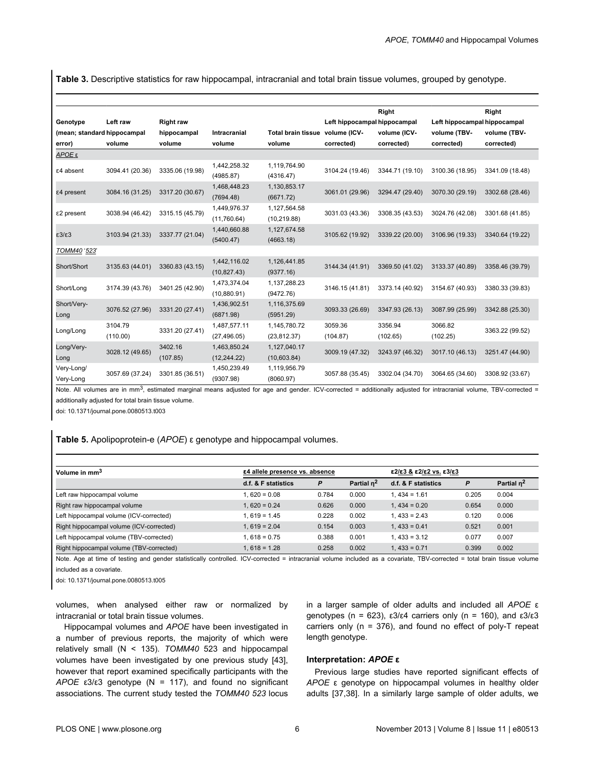**Table 3.** Descriptive statistics for raw hippocampal, intracranial and total brain tissue volumes, grouped by genotype.

| Genotype (mean; standard error) | Left raw hippocampal volume | Right raw hippocampal volume | Intracranial volume | Total brain tissue volume | Left hippocampal volume (ICV-corrected) | Right hippocampal volume (ICV-corrected) | Left hippocampal volume (TBV-corrected) | Right hippocampal volume (TBV-corrected) |
|---|---|---|---|---|---|---|---|---|
| *APOE* ε | | | | | | | | |
| ε4 absent | 3094.41 (20.36) | 3335.06 (19.98) | 1,442,258.32 (4985.87) | 1,119,764.90 (4316.47) | 3104.24 (19.46) | 3344.71 (19.10) | 3100.36 (18.95) | 3341.09 (18.48) |
| ε4 present | 3084.16 (31.25) | 3317.20 (30.67) | 1,468,448.23 (7694.48) | 1,130,853.17 (6671.72) | 3061.01 (29.96) | 3294.47 (29.40) | 3070.30 (29.19) | 3302.68 (28.46) |
| ε2 present | 3038.94 (46.42) | 3315.15 (45.79) | 1,449,976.37 (11,760.64) | 1,127,564.58 (10,219.88) | 3031.03 (43.36) | 3308.35 (43.53) | 3024.76 (42.08) | 3301.68 (41.85) |
| ε3/ε3 | 3103.94 (21.33) | 3337.77 (21.04) | 1,440,660.88 (5400.47) | 1,127,674.58 (4663.18) | 3105.62 (19.92) | 3339.22 (20.00) | 3106.96 (19.33) | 3340.64 (19.22) |
| *TOMM40 '523'* | | | | | | | | |
| Short/Short | 3135.63 (44.01) | 3360.83 (43.15) | 1,442,116.02 (10,827.43) | 1,126,441.85 (9377.16) | 3144.34 (41.91) | 3369.50 (41.02) | 3133.37 (40.89) | 3358.46 (39.79) |
| Short/Long | 3174.39 (43.76) | 3401.25 (42.90) | 1,473,374.04 (10,880.91) | 1,137,288.23 (9472.76) | 3146.15 (41.81) | 3373.14 (40.92) | 3154.67 (40.93) | 3380.33 (39.83) |
| Short/Very-Long | 3076.52 (27.96) | 3331.20 (27.41) | 1,436,902.51 (6871.98) | 1,116,375.69 (5951.29) | 3093.33 (26.69) | 3347.93 (26.13) | 3087.99 (25.99) | 3342.88 (25.30) |
| Long/Long | 3104.79 (110.00) | 3331.20 (27.41) | 1,487,577.11 (27,496.05) | 1,145,780.72 (23,812.37) | 3059.36 (104.87) | 3356.94 (102.65) | 3066.82 (102.25) | 3363.22 (99.52) |
| Long/Very-Long | 3028.12 (49.65) | 3402.16 (107.85) | 1,463,850.24 (12,244.22) | 1,127,040.17 (10,603.84) | 3009.19 (47.32) | 3243.97 (46.32) | 3017.10 (46.13) | 3251.47 (44.90) |
| Very-Long/Very-Long | 3057.69 (37.24) | 3301.85 (36.51) | 1,450,239.49 (9307.98) | 1,119,956.79 (8060.97) | 3057.88 (35.45) | 3302.04 (34.70) | 3064.65 (34.60) | 3308.92 (33.67) |

Note. All volumes are in mm$^3$, estimated marginal means adjusted for age and gender. ICV-corrected = additionally adjusted for intracranial volume, TBV-corrected = additionally adjusted for total brain tissue volume.

doi: 10.1371/journal.pone.0080513.t003

**Table 5.** Apolipoprotein-e (*APOE*) ε genotype and hippocampal volumes.

| Volume in mm$^3$ | ε4 allele presence vs. absence | | | ε2/ε3 & ε2/ε2 vs. ε3/ε3 | | |
|---|---|---|---|---|---|---|
| | d.f. & F statistics | *P* | Partial $\eta^2$ | d.f. & F statistics | *P* | Partial $\eta^2$ |
| Left raw hippocampal volume | 1, 620 = 0.08 | 0.784 | 0.000 | 1, 434 = 1.61 | 0.205 | 0.004 |
| Right raw hippocampal volume | 1, 620 = 0.24 | 0.626 | 0.000 | 1, 434 = 0.20 | 0.654 | 0.000 |
| Left hippocampal volume (ICV-corrected) | 1, 619 = 1.45 | 0.228 | 0.002 | 1, 433 = 2.43 | 0.120 | 0.006 |
| Right hippocampal volume (ICV-corrected) | 1, 619 = 2.04 | 0.154 | 0.003 | 1, 433 = 0.41 | 0.521 | 0.001 |
| Left hippocampal volume (TBV-corrected) | 1, 618 = 0.75 | 0.388 | 0.001 | 1, 433 = 3.12 | 0.077 | 0.007 |
| Right hippocampal volume (TBV-corrected) | 1, 618 = 1.28 | 0.258 | 0.002 | 1, 433 = 0.71 | 0.399 | 0.002 |

Note. Age at time of testing and gender statistically controlled. ICV-corrected = intracranial volume included as a covariate, TBV-corrected = total brain tissue volume included as a covariate.

doi: 10.1371/journal.pone.0080513.t005

volumes, when analysed either raw or normalized by intracranial or total brain tissue volumes.

Hippocampal volumes and *APOE* have been investigated in a number of previous reports, the majority of which were relatively small (N < 135). *TOMM40* 523 and hippocampal volumes have been investigated by one previous study [43], however that report examined specifically participants with the *APOE* ε3/ε3 genotype (N = 117), and found no significant associations. The current study tested the *TOMM40 523* locus in a larger sample of older adults and included all *APOE* ε genotypes (n = 623), ε3/ε4 carriers only (n = 160), and ε3/ε3 carriers only (n = 376), and found no effect of poly-T repeat length genotype.

#### Interpretation: *APOE* ε

Previous large studies have reported significant effects of *APOE* ε genotype on hippocampal volumes in healthy older adults [37,38]. In a similarly large sample of older adults, we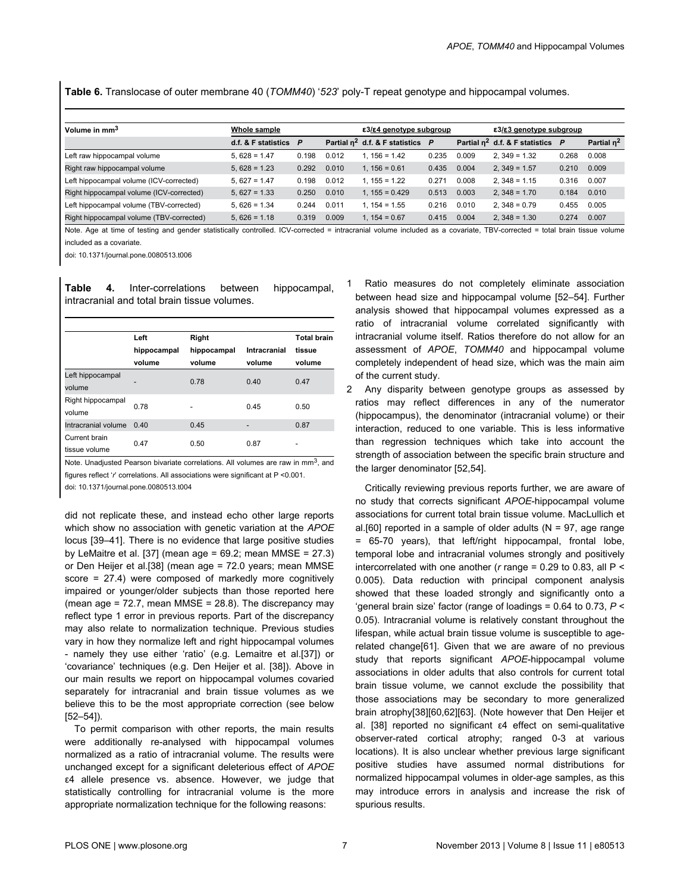**Table 6.** Translocase of outer membrane 40 (*TOMM40*) '*523*' poly-T repeat genotype and hippocampal volumes.

| Volume in mm$^3$ | Whole sample | | | ε3/ε4 genotype subgroup | | | ε3/ε3 genotype subgroup | | |
|---|---|---|---|---|---|---|---|---|---|
| | d.f. & F statistics | *P* | Partial $\eta^2$ | d.f. & F statistics | *P* | Partial $\eta^2$ | d.f. & F statistics | *P* | Partial $\eta^2$ |
| Left raw hippocampal volume | 5, 628 = 1.47 | 0.198 | 0.012 | 1, 156 = 1.42 | 0.235 | 0.009 | 2, 349 = 1.32 | 0.268 | 0.008 |
| Right raw hippocampal volume | 5, 628 = 1.23 | 0.292 | 0.010 | 1, 156 = 0.61 | 0.435 | 0.004 | 2, 349 = 1.57 | 0.210 | 0.009 |
| Left hippocampal volume (ICV-corrected) | 5, 627 = 1.47 | 0.198 | 0.012 | 1, 155 = 1.22 | 0.271 | 0.008 | 2, 348 = 1.15 | 0.316 | 0.007 |
| Right hippocampal volume (ICV-corrected) | 5, 627 = 1.33 | 0.250 | 0.010 | 1, 155 = 0.429 | 0.513 | 0.003 | 2, 348 = 1.70 | 0.184 | 0.010 |
| Left hippocampal volume (TBV-corrected) | 5, 626 = 1.34 | 0.244 | 0.011 | 1, 154 = 1.55 | 0.216 | 0.010 | 2, 348 = 0.79 | 0.455 | 0.005 |
| Right hippocampal volume (TBV-corrected) | 5, 626 = 1.18 | 0.319 | 0.009 | 1, 154 = 0.67 | 0.415 | 0.004 | 2, 348 = 1.30 | 0.274 | 0.007 |

Note. Age at time of testing and gender statistically controlled. ICV-corrected = intracranial volume included as a covariate, TBV-corrected = total brain tissue volume included as a covariate.

doi: 10.1371/journal.pone.0080513.t006

**Table 4.** Inter-correlations between hippocampal, intracranial and total brain tissue volumes.

| | Left hippocampal volume | Right hippocampal volume | Intracranial volume | Total brain tissue volume |
|---|---|---|---|---|
| Left hippocampal volume | - | 0.78 | 0.40 | 0.47 |
| Right hippocampal volume | 0.78 | - | 0.45 | 0.50 |
| Intracranial volume | 0.40 | 0.45 | - | 0.87 |
| Current brain tissue volume | 0.47 | 0.50 | 0.87 | - |

Note. Unadjusted Pearson bivariate correlations. All volumes are raw in mm$^3$, and figures reflect '*r*' correlations. All associations were significant at P <0.001.

doi: 10.1371/journal.pone.0080513.t004

did not replicate these, and instead echo other large reports which show no association with genetic variation at the *APOE* locus [39–41]. There is no evidence that large positive studies by LeMaitre et al. [37] (mean age = 69.2; mean MMSE = 27.3) or Den Heijer et al.[38] (mean age = 72.0 years; mean MMSE score = 27.4) were composed of markedly more cognitively impaired or younger/older subjects than those reported here (mean age = 72.7, mean MMSE = 28.8). The discrepancy may reflect type 1 error in previous reports. Part of the discrepancy may also relate to normalization technique. Previous studies vary in how they normalize left and right hippocampal volumes - namely they use either 'ratio' (e.g. Lemaitre et al.[37]) or 'covariance' techniques (e.g. Den Heijer et al. [38]). Above in our main results we report on hippocampal volumes covaried separately for intracranial and brain tissue volumes as we believe this to be the most appropriate correction (see below [52–54]).

To permit comparison with other reports, the main results were additionally re-analysed with hippocampal volumes normalized as a ratio of intracranial volume. The results were unchanged except for a significant deleterious effect of *APOE* ε4 allele presence vs. absence. However, we judge that statistically controlling for intracranial volume is the more appropriate normalization technique for the following reasons:

1. Ratio measures do not completely eliminate association between head size and hippocampal volume [52–54]. Further analysis showed that hippocampal volumes expressed as a ratio of intracranial volume correlated significantly with intracranial volume itself. Ratios therefore do not allow for an assessment of *APOE*, *TOMM40* and hippocampal volume completely independent of head size, which was the main aim of the current study.
2. Any disparity between genotype groups as assessed by ratios may reflect differences in any of the numerator (hippocampus), the denominator (intracranial volume) or their interaction, reduced to one variable. This is less informative than regression techniques which take into account the strength of association between the specific brain structure and the larger denominator [52,54].

Critically reviewing previous reports further, we are aware of no study that corrects significant *APOE*-hippocampal volume associations for current total brain tissue volume. MacLullich et al.[60] reported in a sample of older adults (N = 97, age range = 65-70 years), that left/right hippocampal, frontal lobe, temporal lobe and intracranial volumes strongly and positively intercorrelated with one another (*r* range = 0.29 to 0.83, all P < 0.005). Data reduction with principal component analysis showed that these loaded strongly and significantly onto a 'general brain size' factor (range of loadings = 0.64 to 0.73, *P* < 0.05). Intracranial volume is relatively constant throughout the lifespan, while actual brain tissue volume is susceptible to age-related change[61]. Given that we are aware of no previous study that reports significant *APOE*-hippocampal volume associations in older adults that also controls for current total brain tissue volume, we cannot exclude the possibility that those associations may be secondary to more generalized brain atrophy[38][60,62][63]. (Note however that Den Heijer et al. [38] reported no significant ε4 effect on semi-qualitative observer-rated cortical atrophy; ranged 0-3 at various locations). It is also unclear whether previous large significant positive studies have assumed normal distributions for normalized hippocampal volumes in older-age samples, as this may introduce errors in analysis and increase the risk of spurious results.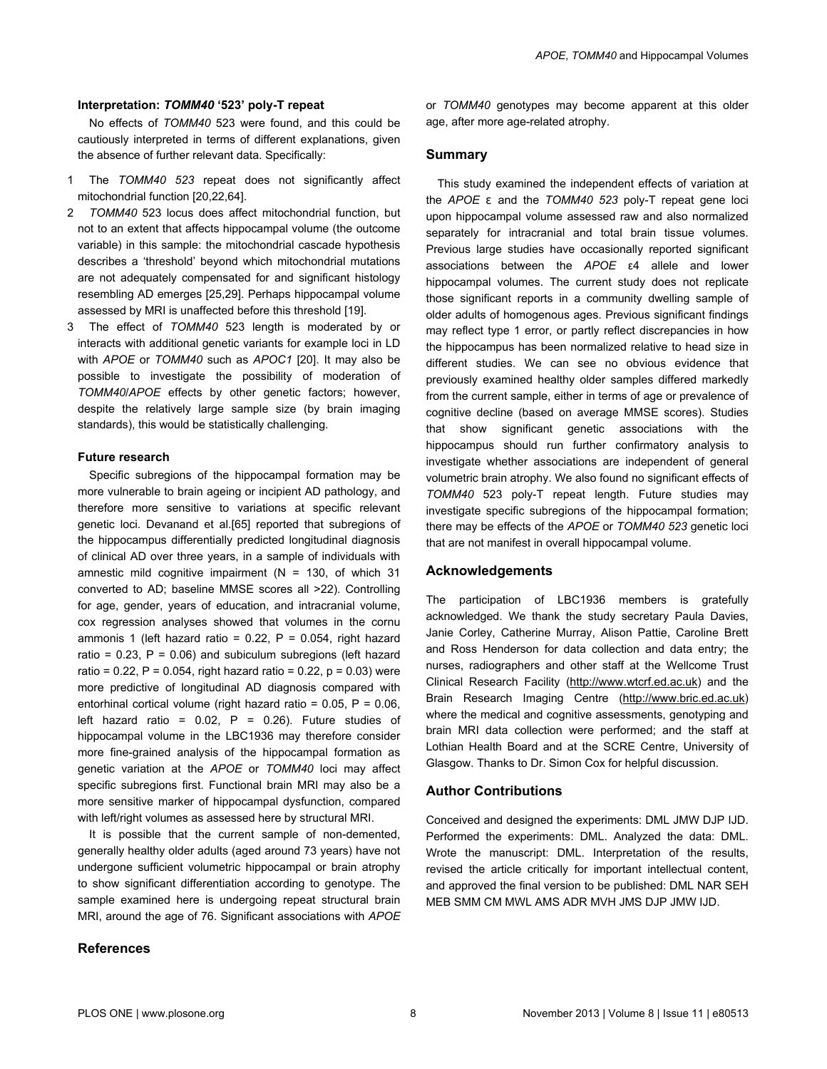### Interpretation: *TOMM40* '523' poly-T repeat

No effects of *TOMM40* 523 were found, and this could be cautiously interpreted in terms of different explanations, given the absence of further relevant data. Specifically:

1. The *TOMM40 523* repeat does not significantly affect mitochondrial function [20,22,64].
2. *TOMM40* 523 locus does affect mitochondrial function, but not to an extent that affects hippocampal volume (the outcome variable) in this sample: the mitochondrial cascade hypothesis describes a 'threshold' beyond which mitochondrial mutations are not adequately compensated for and significant histology resembling AD emerges [25,29]. Perhaps hippocampal volume assessed by MRI is unaffected before this threshold [19].
3. The effect of *TOMM40* 523 length is moderated by or interacts with additional genetic variants for example loci in LD with *APOE* or *TOMM40* such as *APOC1* [20]. It may also be possible to investigate the possibility of moderation of *TOMM40*/*APOE* effects by other genetic factors; however, despite the relatively large sample size (by brain imaging standards), this would be statistically challenging.

### Future research

Specific subregions of the hippocampal formation may be more vulnerable to brain ageing or incipient AD pathology, and therefore more sensitive to variations at specific relevant genetic loci. Devanand et al.[65] reported that subregions of the hippocampus differentially predicted longitudinal diagnosis of clinical AD over three years, in a sample of individuals with amnestic mild cognitive impairment (N = 130, of which 31 converted to AD; baseline MMSE scores all >22). Controlling for age, gender, years of education, and intracranial volume, cox regression analyses showed that volumes in the cornu ammonis 1 (left hazard ratio = 0.22, P = 0.054, right hazard ratio = 0.23, P = 0.06) and subiculum subregions (left hazard ratio = 0.22, P = 0.054, right hazard ratio = 0.22, p = 0.03) were more predictive of longitudinal AD diagnosis compared with entorhinal cortical volume (right hazard ratio = 0.05, P = 0.06, left hazard ratio = 0.02, P = 0.26). Future studies of hippocampal volume in the LBC1936 may therefore consider more fine-grained analysis of the hippocampal formation as genetic variation at the *APOE* or *TOMM40* loci may affect specific subregions first. Functional brain MRI may also be a more sensitive marker of hippocampal dysfunction, compared with left/right volumes as assessed here by structural MRI.

It is possible that the current sample of non-demented, generally healthy older adults (aged around 73 years) have not undergone sufficient volumetric hippocampal or brain atrophy to show significant differentiation according to genotype. The sample examined here is undergoing repeat structural brain MRI, around the age of 76. Significant associations with *APOE* or *TOMM40* genotypes may become apparent at this older age, after more age-related atrophy.

## Summary

This study examined the independent effects of variation at the *APOE* ε and the *TOMM40 523* poly-T repeat gene loci upon hippocampal volume assessed raw and also normalized separately for intracranial and total brain tissue volumes. Previous large studies have occasionally reported significant associations between the *APOE* ε4 allele and lower hippocampal volumes. The current study does not replicate those significant reports in a community dwelling sample of older adults of homogenous ages. Previous significant findings may reflect type 1 error, or partly reflect discrepancies in how the hippocampus has been normalized relative to head size in different studies. We can see no obvious evidence that previously examined healthy older samples differed markedly from the current sample, either in terms of age or prevalence of cognitive decline (based on average MMSE scores). Studies that show significant genetic associations with the hippocampus should run further confirmatory analysis to investigate whether associations are independent of general volumetric brain atrophy. We also found no significant effects of *TOMM40* 523 poly-T repeat length. Future studies may investigate specific subregions of the hippocampal formation; there may be effects of the *APOE* or *TOMM40 523* genetic loci that are not manifest in overall hippocampal volume.

## Acknowledgements

The participation of LBC1936 members is gratefully acknowledged. We thank the study secretary Paula Davies, Janie Corley, Catherine Murray, Alison Pattie, Caroline Brett and Ross Henderson for data collection and data entry; the nurses, radiographers and other staff at the Wellcome Trust Clinical Research Facility (http://www.wtcrf.ed.ac.uk) and the Brain Research Imaging Centre (http://www.bric.ed.ac.uk) where the medical and cognitive assessments, genotyping and brain MRI data collection were performed; and the staff at Lothian Health Board and at the SCRE Centre, University of Glasgow. Thanks to Dr. Simon Cox for helpful discussion.

## Author Contributions

Conceived and designed the experiments: DML JMW DJP IJD. Performed the experiments: DML. Analyzed the data: DML. Wrote the manuscript: DML. Interpretation of the results, revised the article critically for important intellectual content, and approved the final version to be published: DML NAR SEH MEB SMM CM MWL AMS ADR MVH JMS DJP JMW IJD.

## References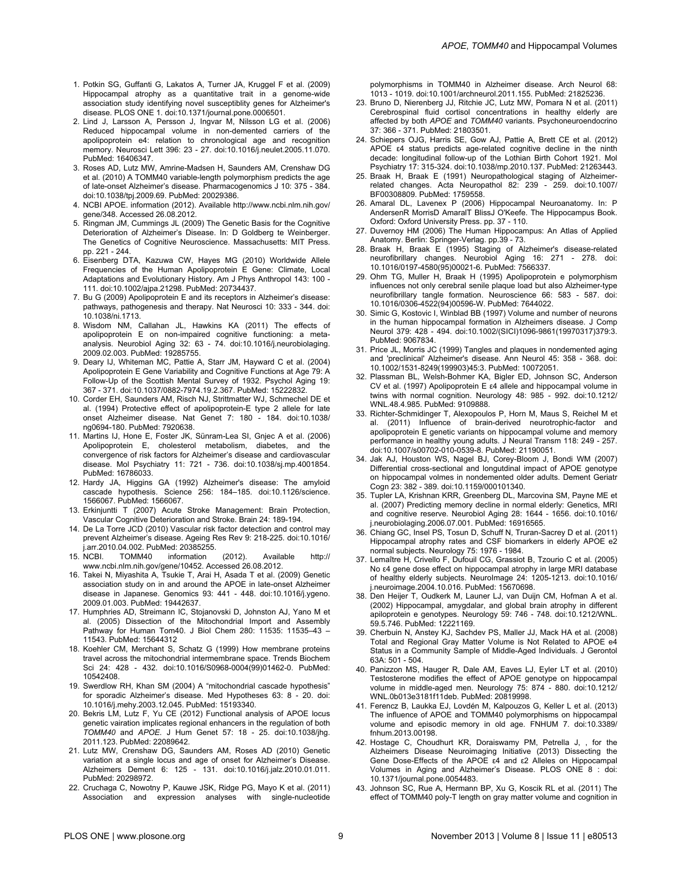1. Potkin SG, Guffanti G, Lakatos A, Turner JA, Kruggel F et al. (2009) Hippocampal atrophy as a quantitative trait in a genome-wide association study identifying novel susceptiblity genes for Alzheimer's disease. PLOS ONE 1. doi:10.1371/journal.pone.0006501.
2. Lind J, Larsson A, Persson J, Ingvar M, Nilsson LG et al. (2006) Reduced hippocampal volume in non-demented carriers of the apolipoprotein e4: relation to chronological age and recognition memory. Neurosci Lett 396: 23 - 27. doi:10.1016/j.neulet.2005.11.070. PubMed: 16406347.
3. Roses AD, Lutz MW, Amrine-Madsen H, Saunders AM, Crenshaw DG et al. (2010) A TOMM40 variable-length polymorphism predicts the age of late-onset Alzheimer's disease. Pharmacogenomics J 10: 375 - 384. doi:10.1038/tpj.2009.69. PubMed: 20029386.
4. NCBI APOE. information (2012). Available http://www.ncbi.nlm.nih.gov/gene/348. Accessed 26.08.2012.
5. Ringman JM, Cummings JL (2009) The Genetic Basis for the Cognitive Deterioration of Alzheimer's Disease. In: D Goldberg te Weinberger. The Genetics of Cognitive Neuroscience. Massachusetts: MIT Press. pp. 221 - 244.
6. Eisenberg DTA, Kazuwa CW, Hayes MG (2010) Worldwide Allele Frequencies of the Human Apolipoprotein E Gene: Climate, Local Adaptations and Evolutionary History. Am J Phys Anthropol 143: 100 - 111. doi:10.1002/ajpa.21298. PubMed: 20734437.
7. Bu G (2009) Apolipoprotein E and its receptors in Alzheimer's disease: pathways, pathogenesis and therapy. Nat Neurosci 10: 333 - 344. doi: 10.1038/ni.1713.
8. Wisdom NM, Callahan JL, Hawkins KA (2011) The effects of apolipoprotein E on non-impaired cognitive functioning: a meta-analysis. Neurobiol Aging 32: 63 - 74. doi:10.1016/j.neurobiolaging.2009.02.003. PubMed: 19285755.
9. Deary IJ, Whiteman MC, Pattie A, Starr JM, Hayward C et al. (2004) Apolipoprotein E Gene Variability and Cognitive Functions at Age 79: A Follow-Up of the Scottish Mental Survey of 1932. Psychol Aging 19: 367 - 371. doi:10.1037/0882-7974.19.2.367. PubMed: 15222832.
10. Corder EH, Saunders AM, Risch NJ, Strittmatter WJ, Schmechel DE et al. (1994) Protective effect of apolipoprotein-E type 2 allele for late onset Alzheimer disease. Nat Genet 7: 180 - 184. doi:10.1038/ng0694-180. PubMed: 7920638.
11. Martins IJ, Hone E, Foster JK, Sünram-Lea SI, Gnjec A et al. (2006) Apolipoprotein E, cholesterol metabolism, diabetes, and the convergence of risk factors for Alzheimer's disease and cardiovascular disease. Mol Psychiatry 11: 721 - 736. doi:10.1038/sj.mp.4001854. PubMed: 16786033.
12. Hardy JA, Higgins GA (1992) Alzheimer's disease: The amyloid cascade hypothesis. Science 256: 184–185. doi:10.1126/science.1566067. PubMed: 1566067.
13. Erkinjuntti T (2007) Acute Stroke Management: Brain Protection, Vascular Cognitive Deterioration and Stroke. Brain 24: 189-194.
14. De La Torre JCD (2010) Vascular risk factor detection and control may prevent Alzheimer's disease. Ageing Res Rev 9: 218-225. doi:10.1016/j.arr.2010.04.002. PubMed: 20385255.
15. NCBI. TOMM40 information (2012). Available http://www.ncbi.nlm.nih.gov/gene/10452. Accessed 26.08.2012.
16. Takei N, Miyashita A, Tsukie T, Arai H, Asada T et al. (2009) Genetic association study on in and around the APOE in late-onset Alzheimer disease in Japanese. Genomics 93: 441 - 448. doi:10.1016/j.ygeno.2009.01.003. PubMed: 19442637.
17. Humphries AD, Streimann IC, Stojanovski D, Johnston AJ, Yano M et al. (2005) Dissection of the Mitochondrial Import and Assembly Pathway for Human Tom40. J Biol Chem 280: 11535: 11535–43 – 11543. PubMed: 15644312
18. Koehler CM, Merchant S, Schatz G (1999) How membrane proteins travel across the mitochondrial intermembrane space. Trends Biochem Sci 24: 428 - 432. doi:10.1016/S0968-0004(99)01462-0. PubMed: 10542408.
19. Swerdlow RH, Khan SM (2004) A "mitochondrial cascade hypothesis" for sporadic Alzheimer's disease. Med Hypotheses 63: 8 - 20. doi: 10.1016/j.mehy.2003.12.045. PubMed: 15193340.
20. Bekris LM, Lutz F, Yu CE (2012) Functional analysis of APOE locus genetic vairation implicates regional enhancers in the regulation of both *TOMM40* and *APOE*. J Hum Genet 57: 18 - 25. doi:10.1038/jhg.2011.123. PubMed: 22089642.
21. Lutz MW, Crenshaw DG, Saunders AM, Roses AD (2010) Genetic variation at a single locus and age of onset for Alzheimer's Disease. Alzheimers Dement 6: 125 - 131. doi:10.1016/j.jalz.2010.01.011. PubMed: 20298972.
22. Cruchaga C, Nowotny P, Kauwe JSK, Ridge PG, Mayo K et al. (2011) Association and expression analyses with single-nucleotide polymorphisms in TOMM40 in Alzheimer disease. Arch Neurol 68: 1013 - 1019. doi:10.1001/archneurol.2011.155. PubMed: 21825236.
23. Bruno D, Nierenberg JJ, Ritchie JC, Lutz MW, Pomara N et al. (2011) Cerebrospinal fluid cortisol concentrations in healthy elderly are affected by both *APOE* and *TOMM40* variants. Psychoneuroendocrino 37: 366 - 371. PubMed: 21803501.
24. Schiepers OJG, Harris SE, Gow AJ, Pattie A, Brett CE et al. (2012) APOE ε4 status predicts age-related cognitive decline in the ninth decade: longitudinal follow-up of the Lothian Birth Cohort 1921. Mol Psychiatry 17: 315-324. doi:10.1038/mp.2010.137. PubMed: 21263443.
25. Braak H, Braak E (1991) Neuropathological staging of Alzheimer-related changes. Acta Neuropathol 82: 239 - 259. doi:10.1007/BF00308809. PubMed: 1759558.
26. Amaral DL, Lavenex P (2006) Hippocampal Neuroanatomy. In: P AndersenR MorrisD AmaralT BlissJ O'Keefe. The Hippocampus Book. Oxford: Oxford University Press. pp. 37 - 110.
27. Duvernoy HM (2006) The Human Hippocampus: An Atlas of Applied Anatomy. Berlin: Springer-Verlag. pp.39 - 73.
28. Braak H, Braak E (1995) Staging of Alzheimer's disease-related neurofibrillary changes. Neurobiol Aging 16: 271 - 278. doi: 10.1016/0197-4580(95)00021-6. PubMed: 7566337.
29. Ohm TG, Muller H, Braak H (1995) Apolipoprotein e polymorphism influences not only cerebral senile plaque load but also Alzheimer-type neurofibrillary tangle formation. Neuroscience 66: 583 - 587. doi: 10.1016/0306-4522(94)00596-W. PubMed: 7644022.
30. Simic G, Kostovic I, Winblad BB (1997) Volume and number of neurons in the human hippocampal formation in Alzheimers disease. J Comp Neurol 379: 428 - 494. doi:10.1002/(SICI)1096-9861(19970317)379:3. PubMed: 9067834.
31. Price JL, Morris JC (1999) Tangles and plaques in nondemented aging and 'preclinical' Alzheimer's disease. Ann Neurol 45: 358 - 368. doi: 10.1002/1531-8249(199903)45:3. PubMed: 10072051.
32. Plassman BL, Welsh-Bohmer KA, Bigler ED, Johnson SC, Anderson CV et al. (1997) Apolipoprotein E ε4 allele and hippocampal volume in twins with normal cognition. Neurology 48: 985 - 992. doi:10.1212/WNL.48.4.985. PubMed: 9109888.
33. Richter-Schmidinger T, Alexopoulos P, Horn M, Maus S, Reichel M et al. (2011) Influence of brain-derived neurotrophic-factor and apolipoprotein E genetic variants on hippocampal volume and memory performance in healthy young adults. J Neural Transm 118: 249 - 257. doi:10.1007/s00702-010-0539-8. PubMed: 21190051.
34. Jak AJ, Houston WS, Nagel BJ, Corey-Bloom J, Bondi WM (2007) Differential cross-sectional and longutdinal impact of APOE genotype on hippocampal volmes in nondemented older adults. Dement Geriatr Cogn 23: 382 - 389. doi:10.1159/000101340.
35. Tupler LA, Krishnan KRR, Greenberg DL, Marcovina SM, Payne ME et al. (2007) Predicting memory decline in normal elderly: Genetics, MRI and cognitive reserve. Neurobiol Aging 28: 1644 - 1656. doi:10.1016/j.neurobiolaging.2006.07.001. PubMed: 16916565.
36. Chiang GC, Insel PS, Tosun D, Schuff N, Truran-Sacrey D et al. (2011) Hippocampal atrophy rates and CSF biomarkers in elderly APOE e2 normal subjects. Neurology 75: 1976 - 1984.
37. Lemaître H, Crivello F, Dufouil CG, Grassiot B, Tzourio C et al. (2005) No ε4 gene dose effect on hippocampal atrophy in large MRI database of healthy elderly subjects. NeuroImage 24: 1205-1213. doi:10.1016/j.neuroimage.2004.10.016. PubMed: 15670698.
38. Den Heijer T, Oudkerk M, Launer LJ, van Duijn CM, Hofman A et al. (2002) Hippocampal, amygdalar, and global brain atrophy in different apiloprotein e genotypes. Neurology 59: 746 - 748. doi:10.1212/WNL.59.5.746. PubMed: 12221169.
39. Cherbuin N, Anstey KJ, Sachdev PS, Maller JJ, Mack HA et al. (2008) Total and Regional Gray Matter Volume is Not Related to APOE e4 Status in a Community Sample of Middle-Aged Individuals. J Gerontol 63A: 501 - 504.
40. Panizzon MS, Hauger R, Dale AM, Eaves LJ, Eyler LT et al. (2010) Testosterone modifies the effect of APOE genotype on hippocampal volume in middle-aged men. Neurology 75: 874 - 880. doi:10.1212/WNL.0b013e3181f11deb. PubMed: 20819998.
41. Ferencz B, Laukka EJ, Lovdén M, Kalpouzos G, Keller L et al. (2013) The influence of APOE and TOMM40 polymorphisms on hippocampal volume and episodic memory in old age. FNHUM 7. doi:10.3389/fnhum.2013.00198.
42. Hostage C, Choudhurt KR, Doraiswamy PM, Petrella J, , for the Alzheimers Disease Neuroimaging Initiative (2013) Dissecting the Gene Dose-Effects of the APOE ε4 and ε2 Alleles on Hippocampal Volumes in Aging and Alzheimer's Disease. PLOS ONE 8 : doi: 10.1371/journal.pone.0054483.
43. Johnson SC, Rue A, Hermann BP, Xu G, Koscik RL et al. (2011) The effect of TOMM40 poly-T length on gray matter volume and cognition in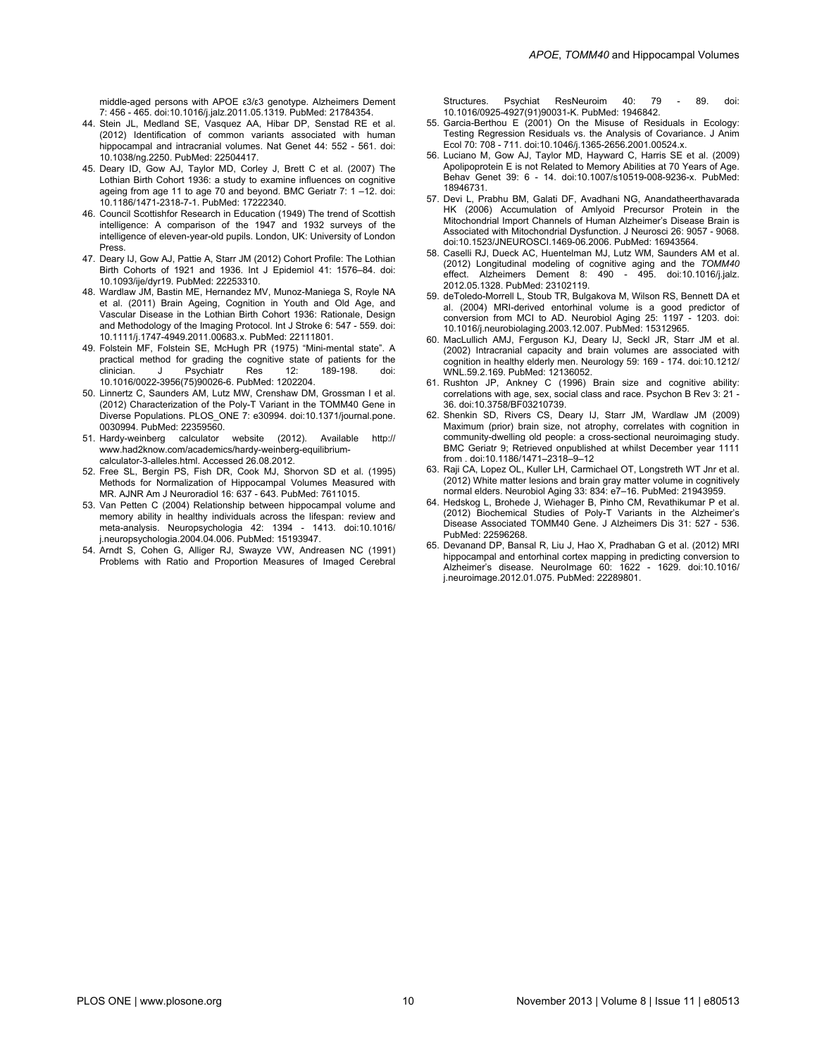middle-aged persons with APOE ε3/ε3 genotype. Alzheimers Dement 7: 456 - 465. doi:10.1016/j.jalz.2011.05.1319. PubMed: 21784354.

44. Stein JL, Medland SE, Vasquez AA, Hibar DP, Senstad RE et al. (2012) Identification of common variants associated with human hippocampal and intracranial volumes. Nat Genet 44: 552 - 561. doi: 10.1038/ng.2250. PubMed: 22504417.
45. Deary ID, Gow AJ, Taylor MD, Corley J, Brett C et al. (2007) The Lothian Birth Cohort 1936: a study to examine influences on cognitive ageing from age 11 to age 70 and beyond. BMC Geriatr 7: 1 –12. doi: 10.1186/1471-2318-7-1. PubMed: 17222340.
46. Council Scottishfor Research in Education (1949) The trend of Scottish intelligence: A comparison of the 1947 and 1932 surveys of the intelligence of eleven-year-old pupils. London, UK: University of London Press.
47. Deary IJ, Gow AJ, Pattie A, Starr JM (2012) Cohort Profile: The Lothian Birth Cohorts of 1921 and 1936. Int J Epidemiol 41: 1576–84. doi: 10.1093/ije/dyr19. PubMed: 22253310.
48. Wardlaw JM, Bastin ME, Hernandez MV, Munoz-Maniega S, Royle NA et al. (2011) Brain Ageing, Cognition in Youth and Old Age, and Vascular Disease in the Lothian Birth Cohort 1936: Rationale, Design and Methodology of the Imaging Protocol. Int J Stroke 6: 547 - 559. doi: 10.1111/j.1747-4949.2011.00683.x. PubMed: 22111801.
49. Folstein MF, Folstein SE, McHugh PR (1975) "Mini-mental state". A practical method for grading the cognitive state of patients for the clinician. J Psychiatr Res 12: 189-198. doi: 10.1016/0022-3956(75)90026-6. PubMed: 1202204.
50. Linnertz C, Saunders AM, Lutz MW, Crenshaw DM, Grossman I et al. (2012) Characterization of the Poly-T Variant in the TOMM40 Gene in Diverse Populations. PLOS_ONE 7: e30994. doi:10.1371/journal.pone.0030994. PubMed: 22359560.
51. Hardy-weinberg calculator website (2012). Available http://www.had2know.com/academics/hardy-weinberg-equilibrium-calculator-3-alleles.html. Accessed 26.08.2012.
52. Free SL, Bergin PS, Fish DR, Cook MJ, Shorvon SD et al. (1995) Methods for Normalization of Hippocampal Volumes Measured with MR. AJNR Am J Neuroradiol 16: 637 - 643. PubMed: 7611015.
53. Van Petten C (2004) Relationship between hippocampal volume and memory ability in healthy individuals across the lifespan: review and meta-analysis. Neuropsychologia 42: 1394 - 1413. doi:10.1016/j.neuropsychologia.2004.04.006. PubMed: 15193947.
54. Arndt S, Cohen G, Alliger RJ, Swayze VW, Andreasen NC (1991) Problems with Ratio and Proportion Measures of Imaged Cerebral Structures. Psychiat ResNeuroim 40: 79 - 89. doi: 10.1016/0925-4927(91)90031-K. PubMed: 1946842.
55. Garcia-Berthou E (2001) On the Misuse of Residuals in Ecology: Testing Regression Residuals vs. the Analysis of Covariance. J Anim Ecol 70: 708 - 711. doi:10.1046/j.1365-2656.2001.00524.x.
56. Luciano M, Gow AJ, Taylor MD, Hayward C, Harris SE et al. (2009) Apolipoprotein E is not Related to Memory Abilities at 70 Years of Age. Behav Genet 39: 6 - 14. doi:10.1007/s10519-008-9236-x. PubMed: 18946731.
57. Devi L, Prabhu BM, Galati DF, Avadhani NG, Anandatheerthavarada HK (2006) Accumulation of Amlyoid Precursor Protein in the Mitochondrial Import Channels of Human Alzheimer's Disease Brain is Associated with Mitochondrial Dysfunction. J Neurosci 26: 9057 - 9068. doi:10.1523/JNEUROSCI.1469-06.2006. PubMed: 16943564.
58. Caselli RJ, Dueck AC, Huentelman MJ, Lutz WM, Saunders AM et al. (2012) Longitudinal modeling of cognitive aging and the *TOMM40* effect. Alzheimers Dement 8: 490 - 495. doi:10.1016/j.jalz.2012.05.1328. PubMed: 23102119.
59. deToledo-Morrell L, Stoub TR, Bulgakova M, Wilson RS, Bennett DA et al. (2004) MRI-derived entorhinal volume is a good predictor of conversion from MCI to AD. Neurobiol Aging 25: 1197 - 1203. doi: 10.1016/j.neurobiolaging.2003.12.007. PubMed: 15312965.
60. MacLullich AMJ, Ferguson KJ, Deary IJ, Seckl JR, Starr JM et al. (2002) Intracranial capacity and brain volumes are associated with cognition in healthy elderly men. Neurology 59: 169 - 174. doi:10.1212/WNL.59.2.169. PubMed: 12136052.
61. Rushton JP, Ankney C (1996) Brain size and cognitive ability: correlations with age, sex, social class and race. Psychon B Rev 3: 21 - 36. doi:10.3758/BF03210739.
62. Shenkin SD, Rivers CS, Deary IJ, Starr JM, Wardlaw JM (2009) Maximum (prior) brain size, not atrophy, correlates with cognition in community-dwelling old people: a cross-sectional neuroimaging study. BMC Geriatr 9; Retrieved onpublished at whilst December year 1111 from . doi:10.1186/1471–2318–9–12
63. Raji CA, Lopez OL, Kuller LH, Carmichael OT, Longstreth WT Jnr et al. (2012) White matter lesions and brain gray matter volume in cognitively normal elders. Neurobiol Aging 33: 834: e7–16. PubMed: 21943959.
64. Hedskog L, Brohede J, Wiehager B, Pinho CM, Revathikumar P et al. (2012) Biochemical Studies of Poly-T Variants in the Alzheimer's Disease Associated TOMM40 Gene. J Alzheimers Dis 31: 527 - 536. PubMed: 22596268.
65. Devanand DP, Bansal R, Liu J, Hao X, Pradhaban G et al. (2012) MRI hippocampal and entorhinal cortex mapping in predicting conversion to Alzheimer's disease. NeuroImage 60: 1622 - 1629. doi:10.1016/j.neuroimage.2012.01.075. PubMed: 22289801.